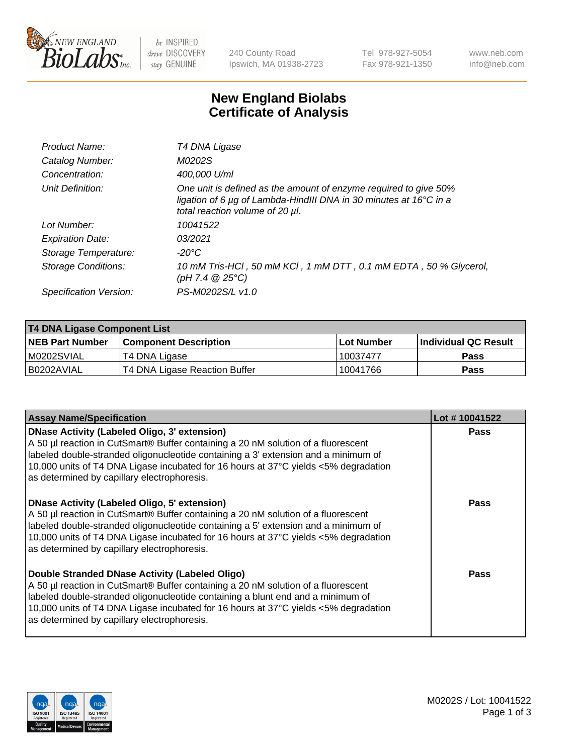# New England Biolabs Certificate of Analysis

| | |
|---|---|
| Product Name: | *T4 DNA Ligase* |
| Catalog Number: | *M0202S* |
| Concentration: | *400,000 U/ml* |
| Unit Definition: | *One unit is defined as the amount of enzyme required to give 50% ligation of 6 µg of Lambda-HindIII DNA in 30 minutes at 16°C in a total reaction volume of 20 µl.* |
| Lot Number: | *10041522* |
| Expiration Date: | *03/2021* |
| Storage Temperature: | *-20°C* |
| Storage Conditions: | *10 mM Tris-HCl , 50 mM KCl , 1 mM DTT , 0.1 mM EDTA , 50 % Glycerol, (pH 7.4 @ 25°C)* |
| Specification Version: | *PS-M0202S/L v1.0* |

| T4 DNA Ligase Component List | | | |
|---|---|---|---|
| **NEB Part Number** | **Component Description** | **Lot Number** | **Individual QC Result** |
| M0202SVIAL | T4 DNA Ligase | 10037477 | Pass |
| B0202AVIAL | T4 DNA Ligase Reaction Buffer | 10041766 | Pass |

| Assay Name/Specification | Lot # 10041522 |
|---|---|
| **DNase Activity (Labeled Oligo, 3' extension)** A 50 µl reaction in CutSmart® Buffer containing a 20 nM solution of a fluorescent labeled double-stranded oligonucleotide containing a 3' extension and a minimum of 10,000 units of T4 DNA Ligase incubated for 16 hours at 37°C yields <5% degradation as determined by capillary electrophoresis. | Pass |
| **DNase Activity (Labeled Oligo, 5' extension)** A 50 µl reaction in CutSmart® Buffer containing a 20 nM solution of a fluorescent labeled double-stranded oligonucleotide containing a 5' extension and a minimum of 10,000 units of T4 DNA Ligase incubated for 16 hours at 37°C yields <5% degradation as determined by capillary electrophoresis. | Pass |
| **Double Stranded DNase Activity (Labeled Oligo)** A 50 µl reaction in CutSmart® Buffer containing a 20 nM solution of a fluorescent labeled double-stranded oligonucleotide containing a blunt end and a minimum of 10,000 units of T4 DNA Ligase incubated for 16 hours at 37°C yields <5% degradation as determined by capillary electrophoresis. | Pass |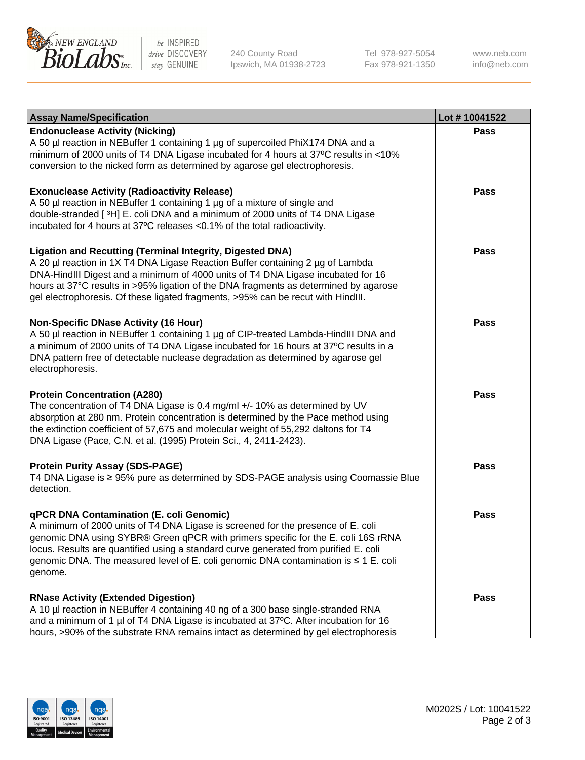| Assay Name/Specification | Lot # 10041522 |
| --- | --- |
| **Endonuclease Activity (Nicking)**<br>A 50 µl reaction in NEBuffer 1 containing 1 µg of supercoiled PhiX174 DNA and a minimum of 2000 units of T4 DNA Ligase incubated for 4 hours at 37ºC results in <10% conversion to the nicked form as determined by agarose gel electrophoresis. | **Pass** |
| **Exonuclease Activity (Radioactivity Release)**<br>A 50 µl reaction in NEBuffer 1 containing 1 µg of a mixture of single and double-stranded [ $^3$H] E. coli DNA and a minimum of 2000 units of T4 DNA Ligase incubated for 4 hours at 37ºC releases <0.1% of the total radioactivity. | **Pass** |
| **Ligation and Recutting (Terminal Integrity, Digested DNA)**<br>A 20 µl reaction in 1X T4 DNA Ligase Reaction Buffer containing 2 µg of Lambda DNA-HindIII Digest and a minimum of 4000 units of T4 DNA Ligase incubated for 16 hours at 37°C results in >95% ligation of the DNA fragments as determined by agarose gel electrophoresis. Of these ligated fragments, >95% can be recut with HindIII. | **Pass** |
| **Non-Specific DNase Activity (16 Hour)**<br>A 50 µl reaction in NEBuffer 1 containing 1 µg of CIP-treated Lambda-HindIII DNA and a minimum of 2000 units of T4 DNA Ligase incubated for 16 hours at 37ºC results in a DNA pattern free of detectable nuclease degradation as determined by agarose gel electrophoresis. | **Pass** |
| **Protein Concentration (A280)**<br>The concentration of T4 DNA Ligase is 0.4 mg/ml +/- 10% as determined by UV absorption at 280 nm. Protein concentration is determined by the Pace method using the extinction coefficient of 57,675 and molecular weight of 55,292 daltons for T4 DNA Ligase (Pace, C.N. et al. (1995) Protein Sci., 4, 2411-2423). | **Pass** |
| **Protein Purity Assay (SDS-PAGE)**<br>T4 DNA Ligase is ≥ 95% pure as determined by SDS-PAGE analysis using Coomassie Blue detection. | **Pass** |
| **qPCR DNA Contamination (E. coli Genomic)**<br>A minimum of 2000 units of T4 DNA Ligase is screened for the presence of E. coli genomic DNA using SYBR® Green qPCR with primers specific for the E. coli 16S rRNA locus. Results are quantified using a standard curve generated from purified E. coli genomic DNA. The measured level of E. coli genomic DNA contamination is ≤ 1 E. coli genome. | **Pass** |
| **RNase Activity (Extended Digestion)**<br>A 10 µl reaction in NEBuffer 4 containing 40 ng of a 300 base single-stranded RNA and a minimum of 1 µl of T4 DNA Ligase is incubated at 37ºC. After incubation for 16 hours, >90% of the substrate RNA remains intact as determined by gel electrophoresis | **Pass** |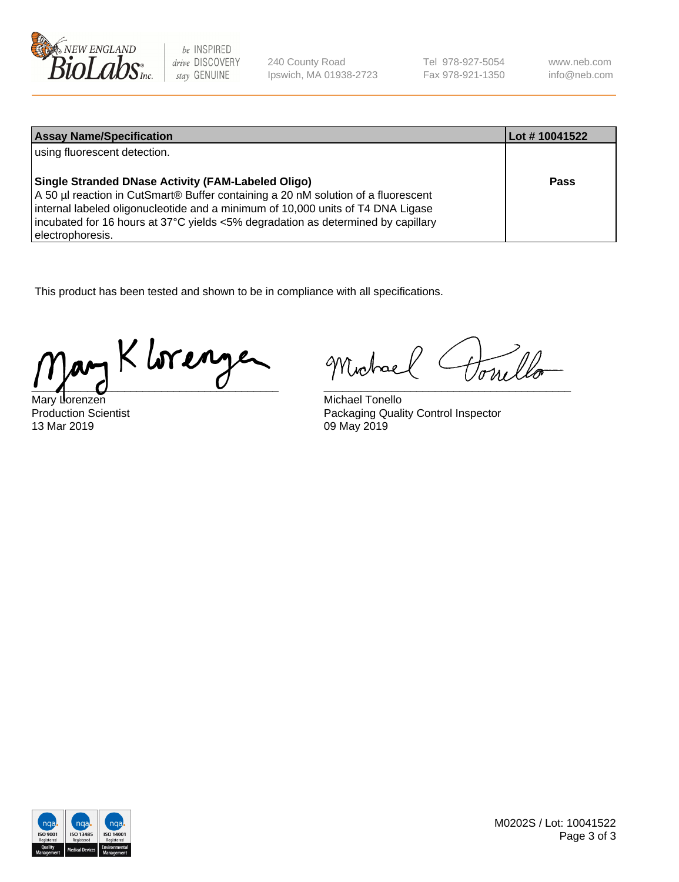| Assay Name/Specification | Lot # 10041522 |
|---|---|
| using fluorescent detection. | |
| **Single Stranded DNase Activity (FAM-Labeled Oligo)**<br>A 50 µl reaction in CutSmart® Buffer containing a 20 nM solution of a fluorescent internal labeled oligonucleotide and a minimum of 10,000 units of T4 DNA Ligase incubated for 16 hours at 37°C yields <5% degradation as determined by capillary electrophoresis. | **Pass** |

This product has been tested and shown to be in compliance with all specifications.

Mary Lorenzen
Production Scientist
13 Mar 2019

Michael Tonello
Packaging Quality Control Inspector
09 May 2019

M0202S / Lot: 10041522